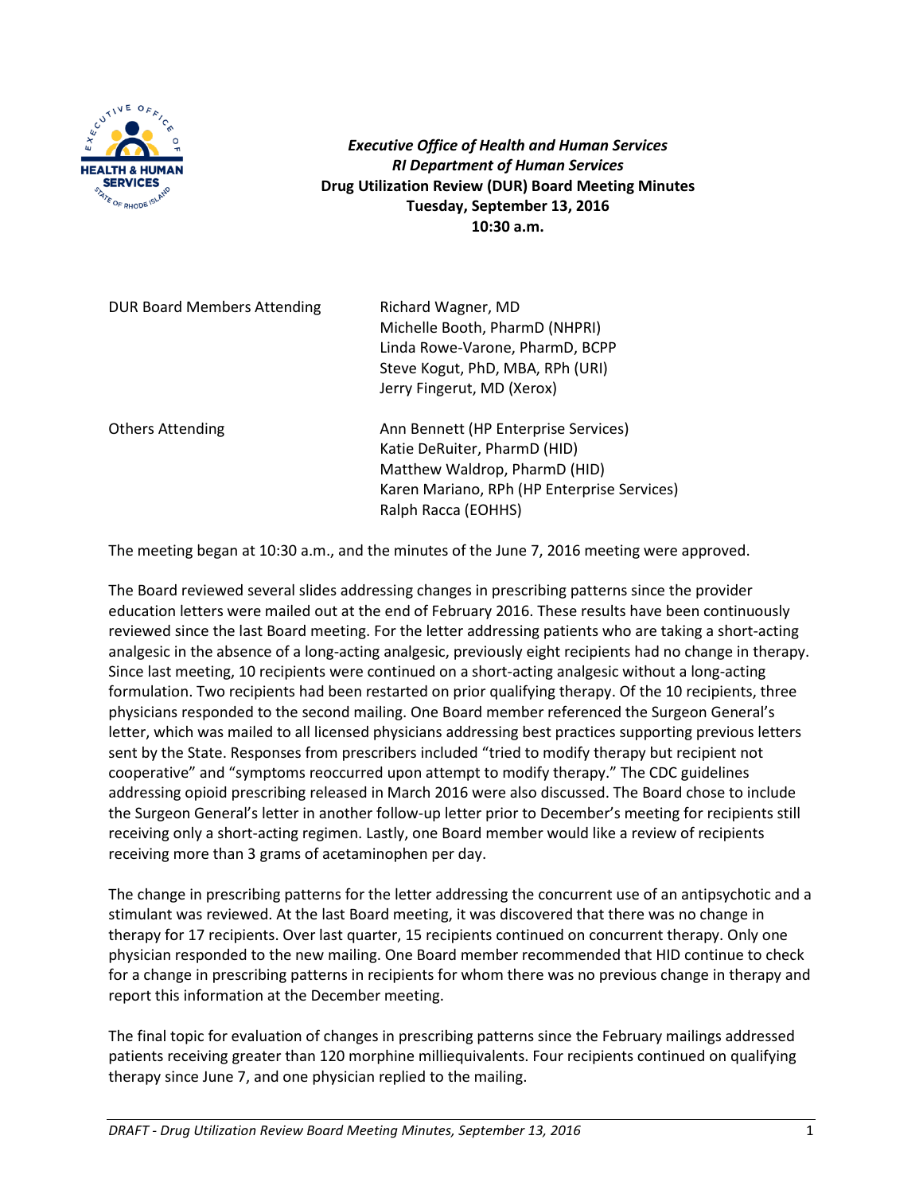***Executive Office of Health and Human Services***
***RI Department of Human Services***
**Drug Utilization Review (DUR) Board Meeting Minutes**
**Tuesday, September 13, 2016**
**10:30 a.m.**

| | |
|---|---|
| DUR Board Members Attending | Richard Wagner, MD<br>Michelle Booth, PharmD (NHPRI)<br>Linda Rowe-Varone, PharmD, BCPP<br>Steve Kogut, PhD, MBA, RPh (URI)<br>Jerry Fingerut, MD (Xerox) |
| Others Attending | Ann Bennett (HP Enterprise Services)<br>Katie DeRuiter, PharmD (HID)<br>Matthew Waldrop, PharmD (HID)<br>Karen Mariano, RPh (HP Enterprise Services)<br>Ralph Racca (EOHHS) |

The meeting began at 10:30 a.m., and the minutes of the June 7, 2016 meeting were approved.

The Board reviewed several slides addressing changes in prescribing patterns since the provider education letters were mailed out at the end of February 2016. These results have been continuously reviewed since the last Board meeting. For the letter addressing patients who are taking a short-acting analgesic in the absence of a long-acting analgesic, previously eight recipients had no change in therapy. Since last meeting, 10 recipients were continued on a short-acting analgesic without a long-acting formulation. Two recipients had been restarted on prior qualifying therapy. Of the 10 recipients, three physicians responded to the second mailing. One Board member referenced the Surgeon General's letter, which was mailed to all licensed physicians addressing best practices supporting previous letters sent by the State. Responses from prescribers included "tried to modify therapy but recipient not cooperative" and "symptoms reoccurred upon attempt to modify therapy." The CDC guidelines addressing opioid prescribing released in March 2016 were also discussed. The Board chose to include the Surgeon General's letter in another follow-up letter prior to December's meeting for recipients still receiving only a short-acting regimen. Lastly, one Board member would like a review of recipients receiving more than 3 grams of acetaminophen per day.

The change in prescribing patterns for the letter addressing the concurrent use of an antipsychotic and a stimulant was reviewed. At the last Board meeting, it was discovered that there was no change in therapy for 17 recipients. Over last quarter, 15 recipients continued on concurrent therapy. Only one physician responded to the new mailing. One Board member recommended that HID continue to check for a change in prescribing patterns in recipients for whom there was no previous change in therapy and report this information at the December meeting.

The final topic for evaluation of changes in prescribing patterns since the February mailings addressed patients receiving greater than 120 morphine milliequivalents. Four recipients continued on qualifying therapy since June 7, and one physician replied to the mailing.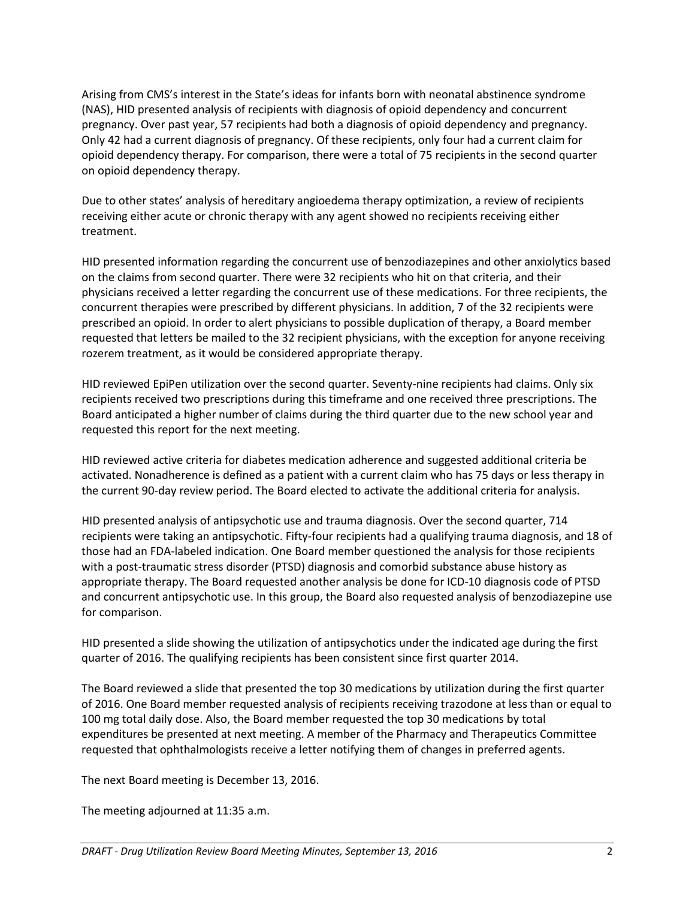Arising from CMS's interest in the State's ideas for infants born with neonatal abstinence syndrome (NAS), HID presented analysis of recipients with diagnosis of opioid dependency and concurrent pregnancy. Over past year, 57 recipients had both a diagnosis of opioid dependency and pregnancy. Only 42 had a current diagnosis of pregnancy. Of these recipients, only four had a current claim for opioid dependency therapy. For comparison, there were a total of 75 recipients in the second quarter on opioid dependency therapy.

Due to other states' analysis of hereditary angioedema therapy optimization, a review of recipients receiving either acute or chronic therapy with any agent showed no recipients receiving either treatment.

HID presented information regarding the concurrent use of benzodiazepines and other anxiolytics based on the claims from second quarter. There were 32 recipients who hit on that criteria, and their physicians received a letter regarding the concurrent use of these medications. For three recipients, the concurrent therapies were prescribed by different physicians. In addition, 7 of the 32 recipients were prescribed an opioid. In order to alert physicians to possible duplication of therapy, a Board member requested that letters be mailed to the 32 recipient physicians, with the exception for anyone receiving rozerem treatment, as it would be considered appropriate therapy.

HID reviewed EpiPen utilization over the second quarter. Seventy-nine recipients had claims. Only six recipients received two prescriptions during this timeframe and one received three prescriptions. The Board anticipated a higher number of claims during the third quarter due to the new school year and requested this report for the next meeting.

HID reviewed active criteria for diabetes medication adherence and suggested additional criteria be activated. Nonadherence is defined as a patient with a current claim who has 75 days or less therapy in the current 90-day review period. The Board elected to activate the additional criteria for analysis.

HID presented analysis of antipsychotic use and trauma diagnosis. Over the second quarter, 714 recipients were taking an antipsychotic. Fifty-four recipients had a qualifying trauma diagnosis, and 18 of those had an FDA-labeled indication. One Board member questioned the analysis for those recipients with a post-traumatic stress disorder (PTSD) diagnosis and comorbid substance abuse history as appropriate therapy. The Board requested another analysis be done for ICD-10 diagnosis code of PTSD and concurrent antipsychotic use. In this group, the Board also requested analysis of benzodiazepine use for comparison.

HID presented a slide showing the utilization of antipsychotics under the indicated age during the first quarter of 2016. The qualifying recipients has been consistent since first quarter 2014.

The Board reviewed a slide that presented the top 30 medications by utilization during the first quarter of 2016. One Board member requested analysis of recipients receiving trazodone at less than or equal to 100 mg total daily dose. Also, the Board member requested the top 30 medications by total expenditures be presented at next meeting. A member of the Pharmacy and Therapeutics Committee requested that ophthalmologists receive a letter notifying them of changes in preferred agents.

The next Board meeting is December 13, 2016.

The meeting adjourned at 11:35 a.m.